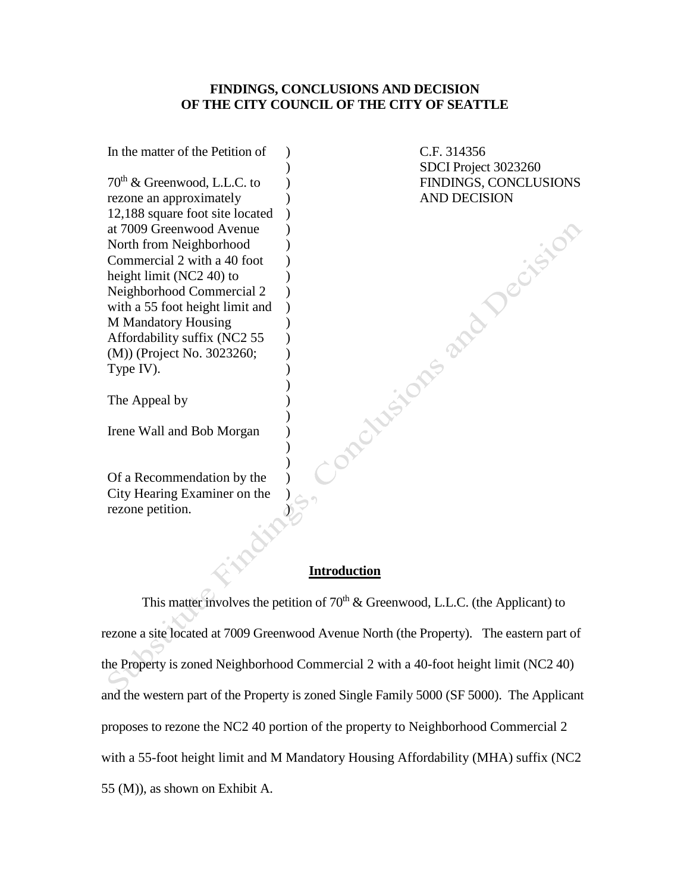**FINDINGS, CONCLUSIONS AND DECISION**
**OF THE CITY COUNCIL OF THE CITY OF SEATTLE**

| | |
|---|---|
| In the matter of the Petition of<br><br>70th & Greenwood, L.L.C. to rezone an approximately 12,188 square foot site located at 7009 Greenwood Avenue North from Neighborhood Commercial 2 with a 40 foot height limit (NC2 40) to Neighborhood Commercial 2 with a 55 foot height limit and M Mandatory Housing Affordability suffix (NC2 55 (M)) (Project No. 3023260; Type IV).<br><br>The Appeal by<br><br>Irene Wall and Bob Morgan<br><br>Of a Recommendation by the City Hearing Examiner on the rezone petition. | C.F. 314356<br>SDCI Project 3023260<br>FINDINGS, CONCLUSIONS AND DECISION |

## Introduction

This matter involves the petition of 70th & Greenwood, L.L.C. (the Applicant) to rezone a site located at 7009 Greenwood Avenue North (the Property). The eastern part of the Property is zoned Neighborhood Commercial 2 with a 40-foot height limit (NC2 40) and the western part of the Property is zoned Single Family 5000 (SF 5000). The Applicant proposes to rezone the NC2 40 portion of the property to Neighborhood Commercial 2 with a 55-foot height limit and M Mandatory Housing Affordability (MHA) suffix (NC2 55 (M)), as shown on Exhibit A.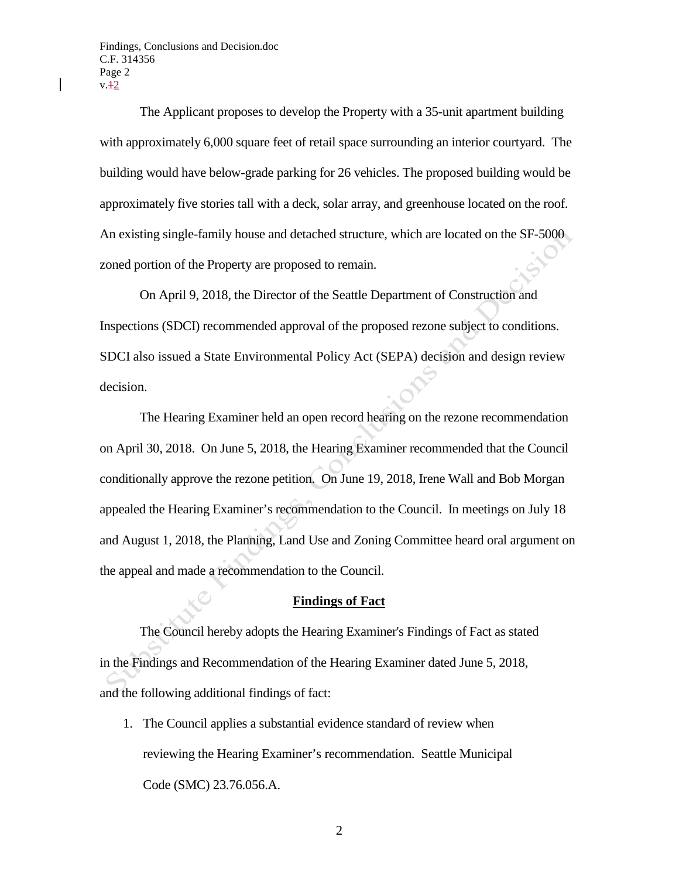The Applicant proposes to develop the Property with a 35-unit apartment building with approximately 6,000 square feet of retail space surrounding an interior courtyard. The building would have below-grade parking for 26 vehicles. The proposed building would be approximately five stories tall with a deck, solar array, and greenhouse located on the roof. An existing single-family house and detached structure, which are located on the SF-5000 zoned portion of the Property are proposed to remain.

On April 9, 2018, the Director of the Seattle Department of Construction and Inspections (SDCI) recommended approval of the proposed rezone subject to conditions. SDCI also issued a State Environmental Policy Act (SEPA) decision and design review decision.

The Hearing Examiner held an open record hearing on the rezone recommendation on April 30, 2018. On June 5, 2018, the Hearing Examiner recommended that the Council conditionally approve the rezone petition. On June 19, 2018, Irene Wall and Bob Morgan appealed the Hearing Examiner's recommendation to the Council. In meetings on July 18 and August 1, 2018, the Planning, Land Use and Zoning Committee heard oral argument on the appeal and made a recommendation to the Council.

## Findings of Fact

The Council hereby adopts the Hearing Examiner's Findings of Fact as stated in the Findings and Recommendation of the Hearing Examiner dated June 5, 2018, and the following additional findings of fact:

1. The Council applies a substantial evidence standard of review when reviewing the Hearing Examiner's recommendation. Seattle Municipal Code (SMC) 23.76.056.A.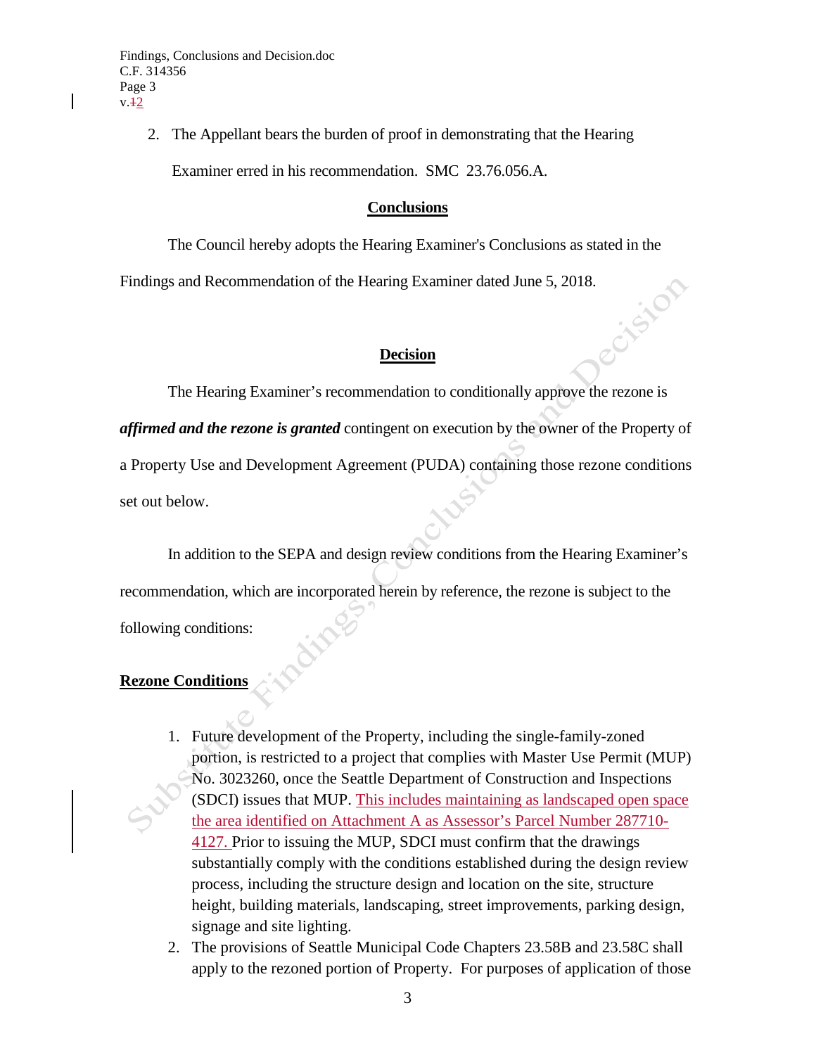2. The Appellant bears the burden of proof in demonstrating that the Hearing Examiner erred in his recommendation. SMC 23.76.056.A.

**Conclusions**

The Council hereby adopts the Hearing Examiner's Conclusions as stated in the Findings and Recommendation of the Hearing Examiner dated June 5, 2018.

**Decision**

The Hearing Examiner's recommendation to conditionally approve the rezone is ***affirmed and the rezone is granted*** contingent on execution by the owner of the Property of a Property Use and Development Agreement (PUDA) containing those rezone conditions set out below.

In addition to the SEPA and design review conditions from the Hearing Examiner's recommendation, which are incorporated herein by reference, the rezone is subject to the following conditions:

**Rezone Conditions**

1. Future development of the Property, including the single-family-zoned portion, is restricted to a project that complies with Master Use Permit (MUP) No. 3023260, once the Seattle Department of Construction and Inspections (SDCI) issues that MUP. This includes maintaining as landscaped open space the area identified on Attachment A as Assessor's Parcel Number 287710-4127. Prior to issuing the MUP, SDCI must confirm that the drawings substantially comply with the conditions established during the design review process, including the structure design and location on the site, structure height, building materials, landscaping, street improvements, parking design, signage and site lighting.
2. The provisions of Seattle Municipal Code Chapters 23.58B and 23.58C shall apply to the rezoned portion of Property. For purposes of application of those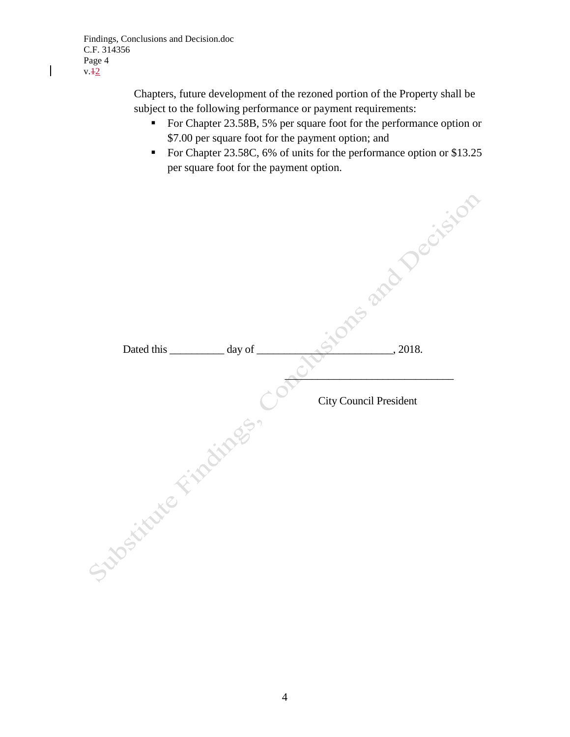Chapters, future development of the rezoned portion of the Property shall be subject to the following performance or payment requirements:

- For Chapter 23.58B, 5% per square foot for the performance option or $7.00 per square foot for the payment option; and
- For Chapter 23.58C, 6% of units for the performance option or $13.25 per square foot for the payment option.

Dated this __________ day of ________________________, 2018.

______________________________

City Council President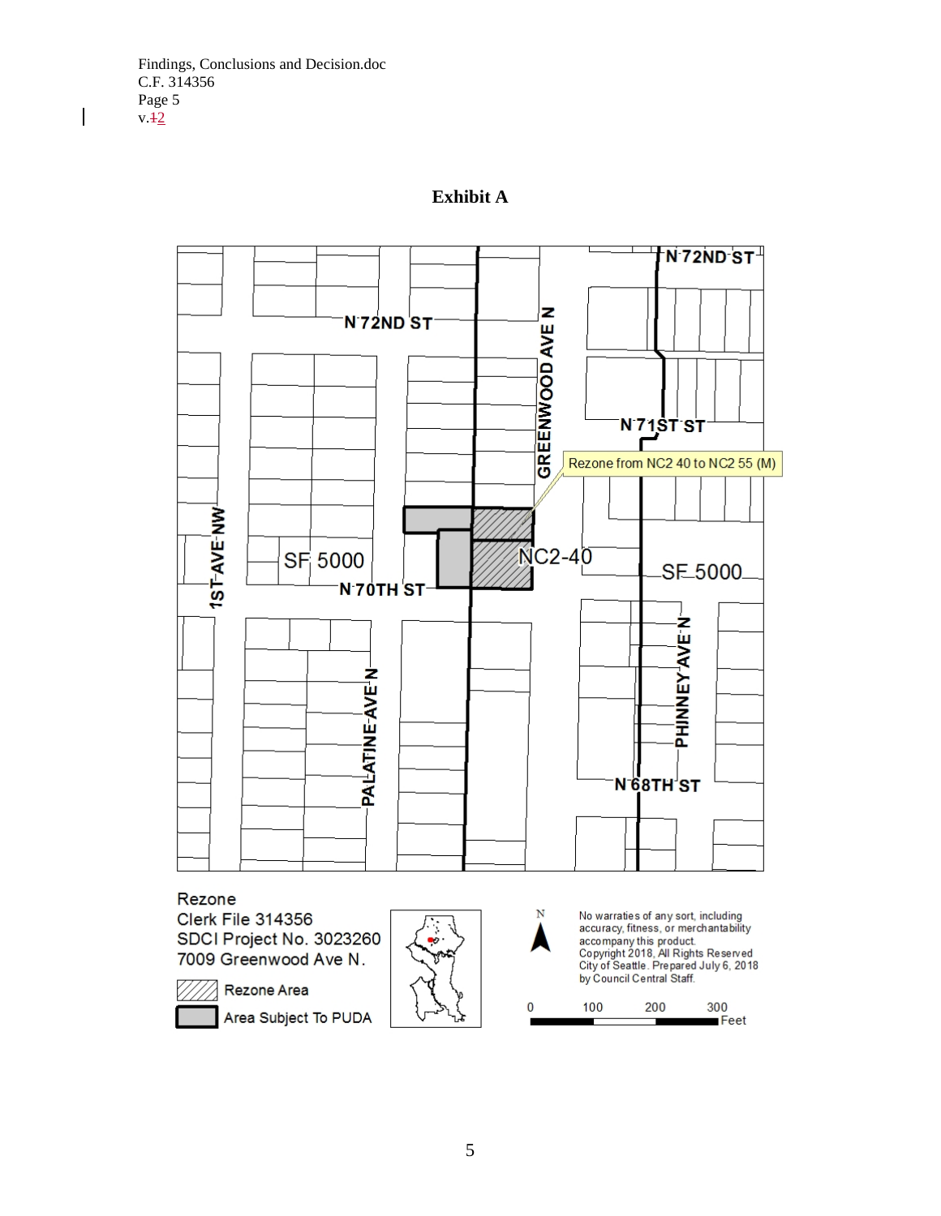# Exhibit A

N 72ND ST
N 72ND ST
GREENWOOD AVE N
N 71ST ST
Rezone from NC2 40 to NC2 55 (M)
1ST AVE NW
SF 5000
NC2-40
SF 5000
N 70TH ST
PALATINE AVE N
PHINNEY AVE N
N 68TH ST

Rezone
Clerk File 314356
SDCI Project No. 3023260
7009 Greenwood Ave N.

Rezone Area
Area Subject To PUDA

N

No warraties of any sort, including accuracy, fitness, or merchantability accompany this product.
Copyright 2018, All Rights Reserved
City of Seattle. Prepared July 6, 2018 by Council Central Staff.

0 100 200 300 Feet